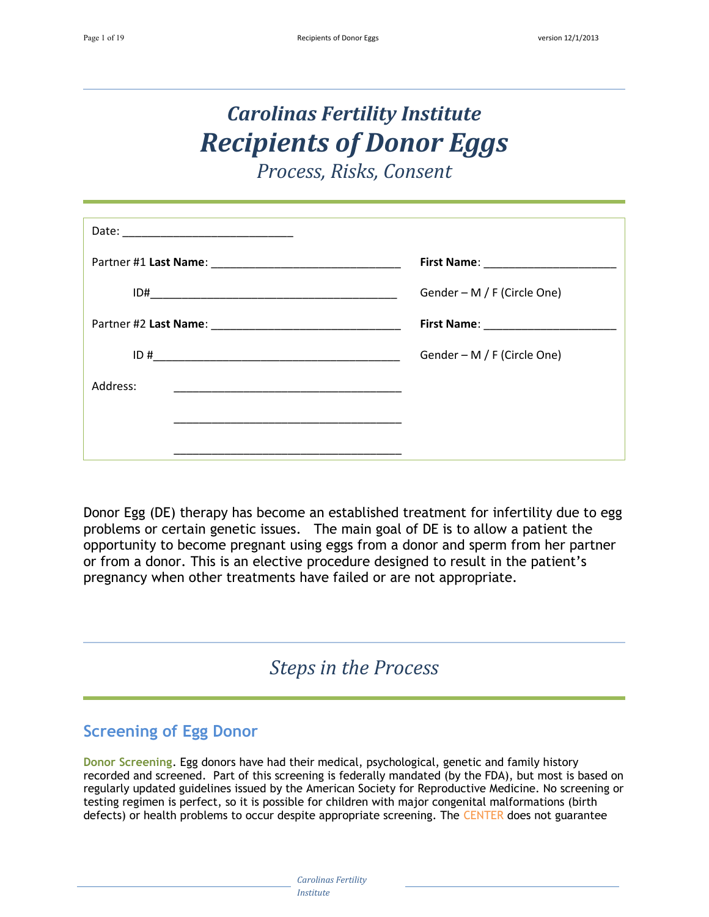# Carolinas Fertility Institute

# Recipients of Donor Eggs

*Process, Risks, Consent*

Date: ____________________________

Partner #1 **Last Name**: _______________________________ **First Name**: _____________________

ID#_________________________________________ Gender – M / F (Circle One)

Partner #2 **Last Name**: _______________________________ **First Name**: _____________________

ID #_________________________________________ Gender – M / F (Circle One)

Address: _____________________________________

_____________________________________

_____________________________________

Donor Egg (DE) therapy has become an established treatment for infertility due to egg problems or certain genetic issues. The main goal of DE is to allow a patient the opportunity to become pregnant using eggs from a donor and sperm from her partner or from a donor. This is an elective procedure designed to result in the patient's pregnancy when other treatments have failed or are not appropriate.

## Steps in the Process

### Screening of Egg Donor

**Donor Screening**. Egg donors have had their medical, psychological, genetic and family history recorded and screened. Part of this screening is federally mandated (by the FDA), but most is based on regularly updated guidelines issued by the American Society for Reproductive Medicine. No screening or testing regimen is perfect, so it is possible for children with major congenital malformations (birth defects) or health problems to occur despite appropriate screening. The CENTER does not guarantee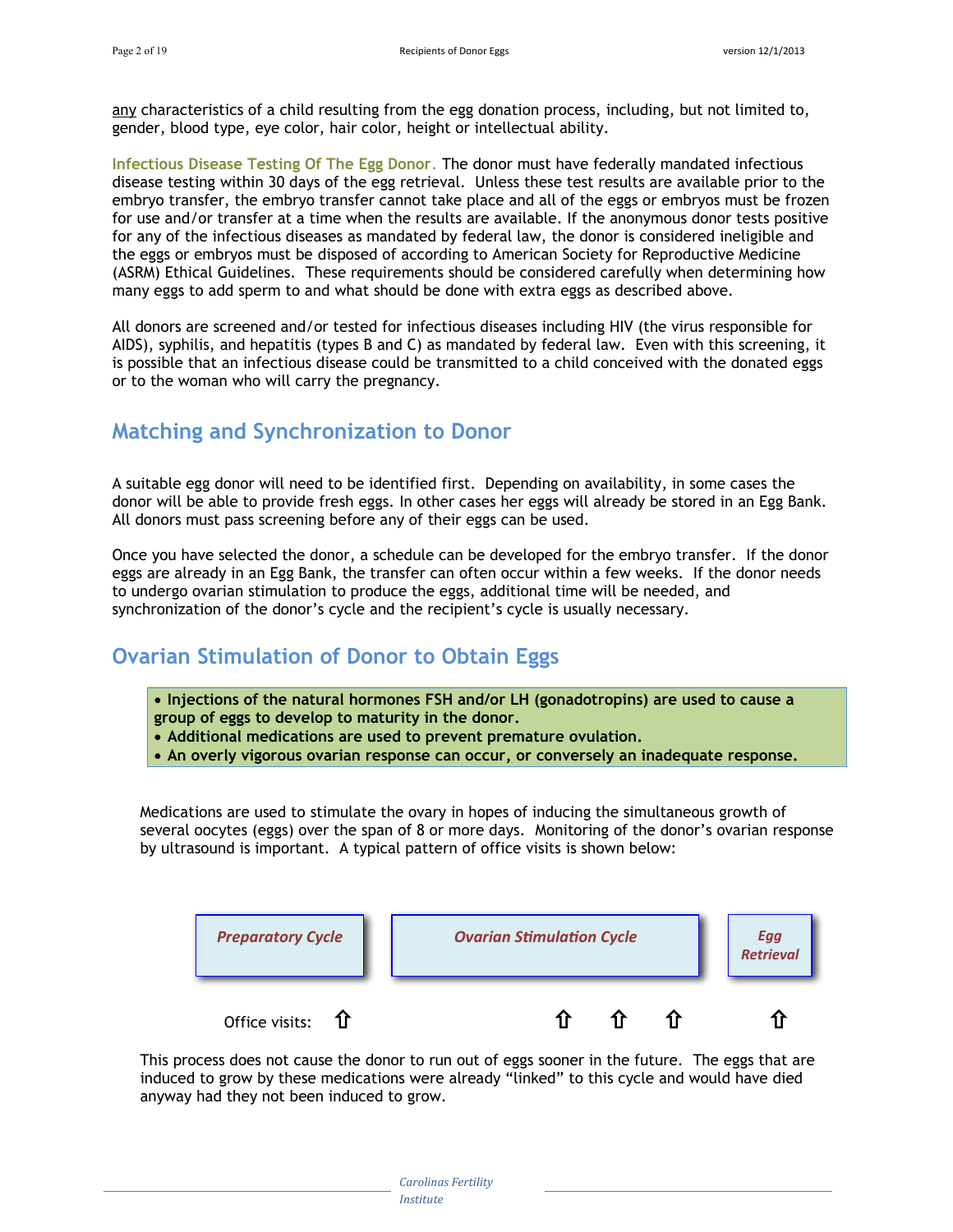<u>any</u> characteristics of a child resulting from the egg donation process, including, but not limited to, gender, blood type, eye color, hair color, height or intellectual ability.

**Infectious Disease Testing Of The Egg Donor.** The donor must have federally mandated infectious disease testing within 30 days of the egg retrieval. Unless these test results are available prior to the embryo transfer, the embryo transfer cannot take place and all of the eggs or embryos must be frozen for use and/or transfer at a time when the results are available. If the anonymous donor tests positive for any of the infectious diseases as mandated by federal law, the donor is considered ineligible and the eggs or embryos must be disposed of according to American Society for Reproductive Medicine (ASRM) Ethical Guidelines. These requirements should be considered carefully when determining how many eggs to add sperm to and what should be done with extra eggs as described above.

All donors are screened and/or tested for infectious diseases including HIV (the virus responsible for AIDS), syphilis, and hepatitis (types B and C) as mandated by federal law. Even with this screening, it is possible that an infectious disease could be transmitted to a child conceived with the donated eggs or to the woman who will carry the pregnancy.

## Matching and Synchronization to Donor

A suitable egg donor will need to be identified first. Depending on availability, in some cases the donor will be able to provide fresh eggs. In other cases her eggs will already be stored in an Egg Bank. All donors must pass screening before any of their eggs can be used.

Once you have selected the donor, a schedule can be developed for the embryo transfer. If the donor eggs are already in an Egg Bank, the transfer can often occur within a few weeks. If the donor needs to undergo ovarian stimulation to produce the eggs, additional time will be needed, and synchronization of the donor's cycle and the recipient's cycle is usually necessary.

## Ovarian Stimulation of Donor to Obtain Eggs

- **Injections of the natural hormones FSH and/or LH (gonadotropins) are used to cause a group of eggs to develop to maturity in the donor.**
- **Additional medications are used to prevent premature ovulation.**
- **An overly vigorous ovarian response can occur, or conversely an inadequate response.**

Medications are used to stimulate the ovary in hopes of inducing the simultaneous growth of several oocytes (eggs) over the span of 8 or more days. Monitoring of the donor's ovarian response by ultrasound is important. A typical pattern of office visits is shown below:

| | *Preparatory Cycle* | *Ovarian Stimulation Cycle* | | | *Egg Retrieval* |
|---|---|---|---|---|---|
| Office visits: | ⇧ | ⇧ | ⇧ | ⇧ | ⇧ |

This process does not cause the donor to run out of eggs sooner in the future. The eggs that are induced to grow by these medications were already "linked" to this cycle and would have died anyway had they not been induced to grow.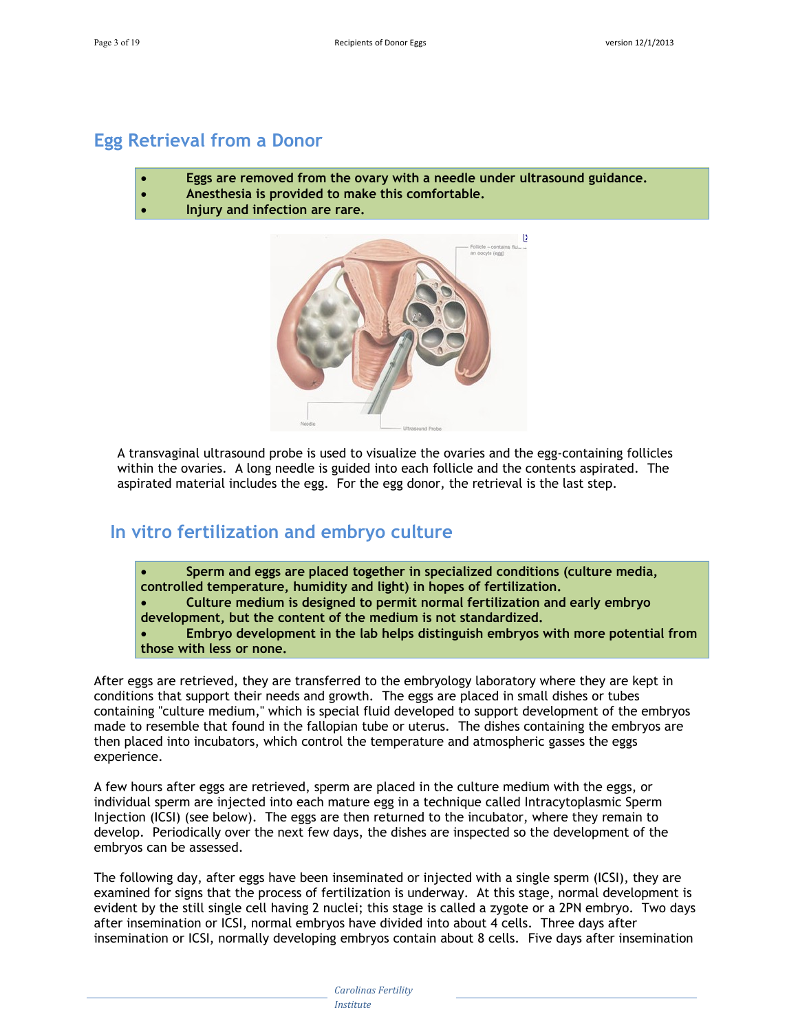## Egg Retrieval from a Donor

- Eggs are removed from the ovary with a needle under ultrasound guidance.
- Anesthesia is provided to make this comfortable.
- Injury and infection are rare.

A transvaginal ultrasound probe is used to visualize the ovaries and the egg-containing follicles within the ovaries. A long needle is guided into each follicle and the contents aspirated. The aspirated material includes the egg. For the egg donor, the retrieval is the last step.

## In vitro fertilization and embryo culture

- Sperm and eggs are placed together in specialized conditions (culture media, controlled temperature, humidity and light) in hopes of fertilization.
- Culture medium is designed to permit normal fertilization and early embryo development, but the content of the medium is not standardized.
- Embryo development in the lab helps distinguish embryos with more potential from those with less or none.

After eggs are retrieved, they are transferred to the embryology laboratory where they are kept in conditions that support their needs and growth. The eggs are placed in small dishes or tubes containing "culture medium," which is special fluid developed to support development of the embryos made to resemble that found in the fallopian tube or uterus. The dishes containing the embryos are then placed into incubators, which control the temperature and atmospheric gasses the eggs experience.

A few hours after eggs are retrieved, sperm are placed in the culture medium with the eggs, or individual sperm are injected into each mature egg in a technique called Intracytoplasmic Sperm Injection (ICSI) (see below). The eggs are then returned to the incubator, where they remain to develop. Periodically over the next few days, the dishes are inspected so the development of the embryos can be assessed.

The following day, after eggs have been inseminated or injected with a single sperm (ICSI), they are examined for signs that the process of fertilization is underway. At this stage, normal development is evident by the still single cell having 2 nuclei; this stage is called a zygote or a 2PN embryo. Two days after insemination or ICSI, normal embryos have divided into about 4 cells. Three days after insemination or ICSI, normally developing embryos contain about 8 cells. Five days after insemination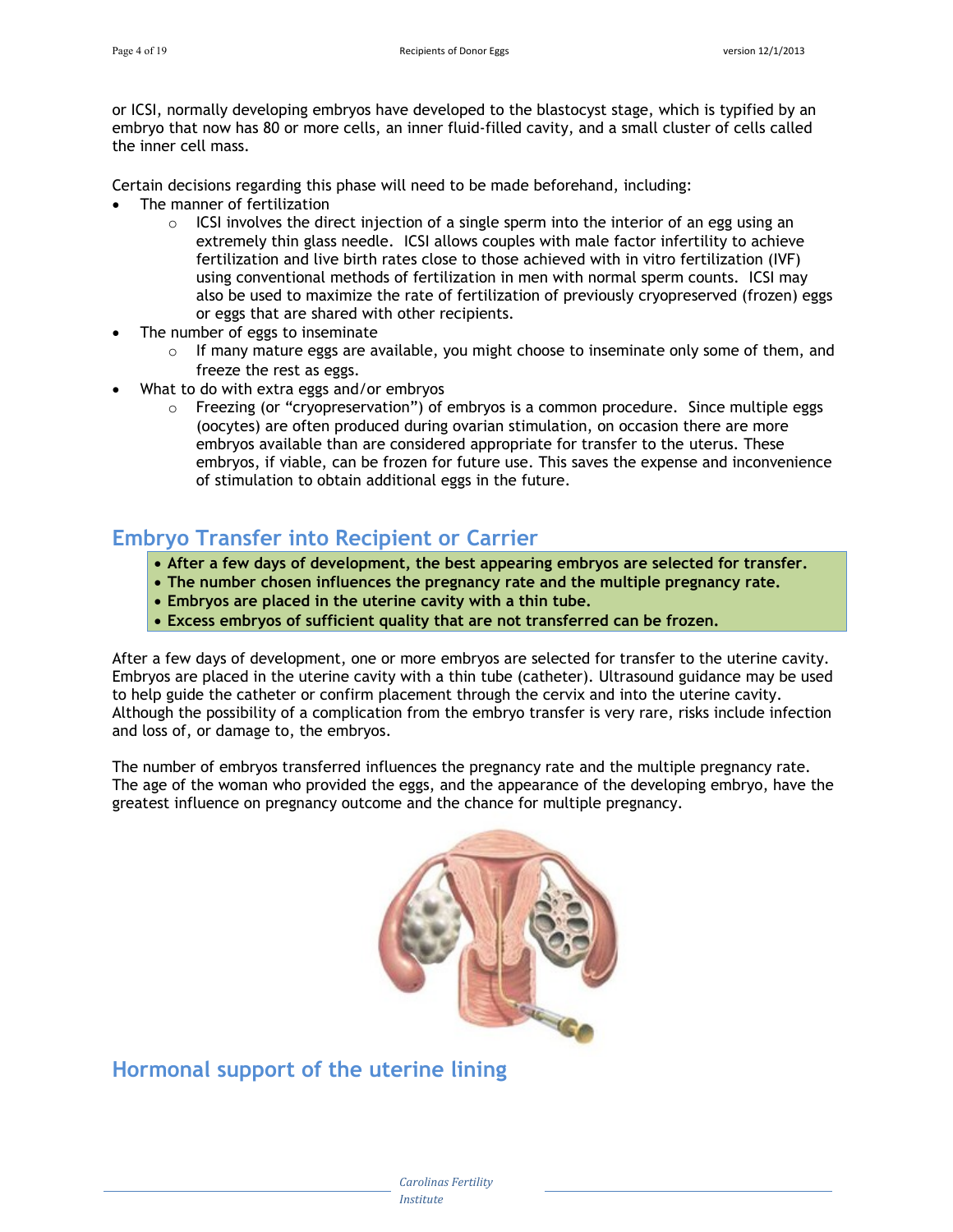or ICSI, normally developing embryos have developed to the blastocyst stage, which is typified by an embryo that now has 80 or more cells, an inner fluid-filled cavity, and a small cluster of cells called the inner cell mass.

Certain decisions regarding this phase will need to be made beforehand, including:

- The manner of fertilization
  - ICSI involves the direct injection of a single sperm into the interior of an egg using an extremely thin glass needle. ICSI allows couples with male factor infertility to achieve fertilization and live birth rates close to those achieved with in vitro fertilization (IVF) using conventional methods of fertilization in men with normal sperm counts. ICSI may also be used to maximize the rate of fertilization of previously cryopreserved (frozen) eggs or eggs that are shared with other recipients.
- The number of eggs to inseminate
  - If many mature eggs are available, you might choose to inseminate only some of them, and freeze the rest as eggs.
- What to do with extra eggs and/or embryos
  - Freezing (or "cryopreservation") of embryos is a common procedure. Since multiple eggs (oocytes) are often produced during ovarian stimulation, on occasion there are more embryos available than are considered appropriate for transfer to the uterus. These embryos, if viable, can be frozen for future use. This saves the expense and inconvenience of stimulation to obtain additional eggs in the future.

## Embryo Transfer into Recipient or Carrier

- **After a few days of development, the best appearing embryos are selected for transfer.**
- **The number chosen influences the pregnancy rate and the multiple pregnancy rate.**
- **Embryos are placed in the uterine cavity with a thin tube.**
- **Excess embryos of sufficient quality that are not transferred can be frozen.**

After a few days of development, one or more embryos are selected for transfer to the uterine cavity. Embryos are placed in the uterine cavity with a thin tube (catheter). Ultrasound guidance may be used to help guide the catheter or confirm placement through the cervix and into the uterine cavity. Although the possibility of a complication from the embryo transfer is very rare, risks include infection and loss of, or damage to, the embryos.

The number of embryos transferred influences the pregnancy rate and the multiple pregnancy rate. The age of the woman who provided the eggs, and the appearance of the developing embryo, have the greatest influence on pregnancy outcome and the chance for multiple pregnancy.

## Hormonal support of the uterine lining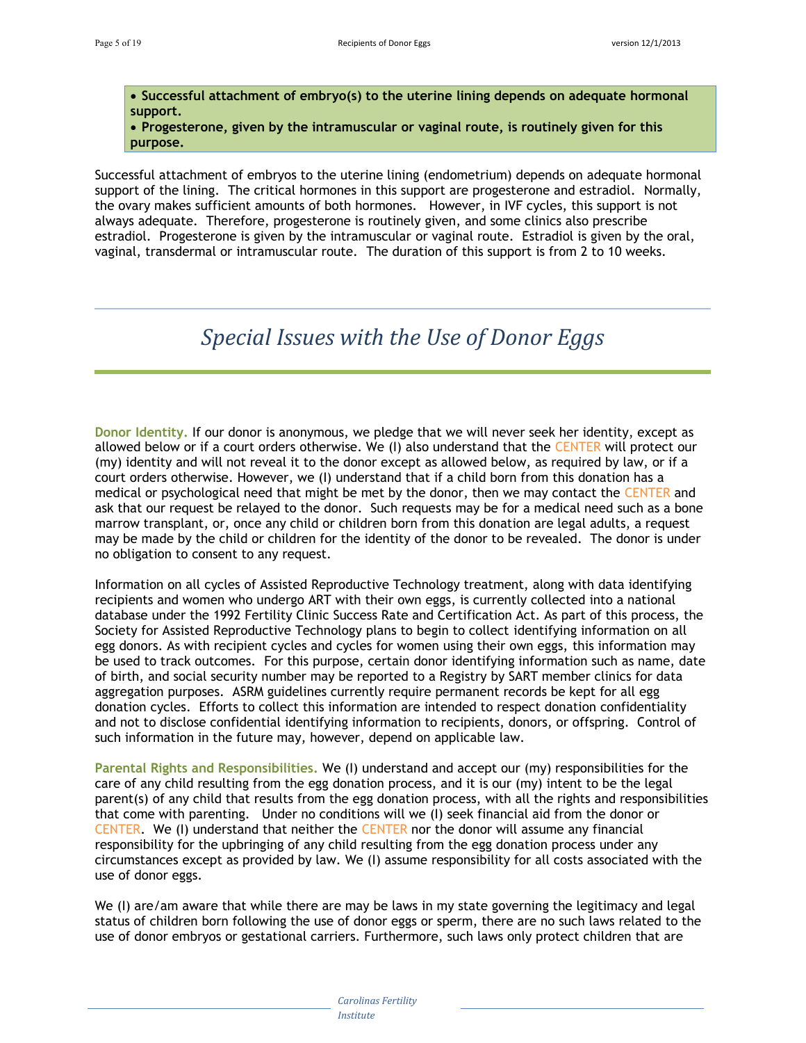**• Successful attachment of embryo(s) to the uterine lining depends on adequate hormonal support.**
**• Progesterone, given by the intramuscular or vaginal route, is routinely given for this purpose.**

Successful attachment of embryos to the uterine lining (endometrium) depends on adequate hormonal support of the lining. The critical hormones in this support are progesterone and estradiol. Normally, the ovary makes sufficient amounts of both hormones. However, in IVF cycles, this support is not always adequate. Therefore, progesterone is routinely given, and some clinics also prescribe estradiol. Progesterone is given by the intramuscular or vaginal route. Estradiol is given by the oral, vaginal, transdermal or intramuscular route. The duration of this support is from 2 to 10 weeks.

## *Special Issues with the Use of Donor Eggs*

**Donor Identity.** If our donor is anonymous, we pledge that we will never seek her identity, except as allowed below or if a court orders otherwise. We (I) also understand that the CENTER will protect our (my) identity and will not reveal it to the donor except as allowed below, as required by law, or if a court orders otherwise. However, we (I) understand that if a child born from this donation has a medical or psychological need that might be met by the donor, then we may contact the CENTER and ask that our request be relayed to the donor. Such requests may be for a medical need such as a bone marrow transplant, or, once any child or children born from this donation are legal adults, a request may be made by the child or children for the identity of the donor to be revealed. The donor is under no obligation to consent to any request.

Information on all cycles of Assisted Reproductive Technology treatment, along with data identifying recipients and women who undergo ART with their own eggs, is currently collected into a national database under the 1992 Fertility Clinic Success Rate and Certification Act. As part of this process, the Society for Assisted Reproductive Technology plans to begin to collect identifying information on all egg donors. As with recipient cycles and cycles for women using their own eggs, this information may be used to track outcomes. For this purpose, certain donor identifying information such as name, date of birth, and social security number may be reported to a Registry by SART member clinics for data aggregation purposes. ASRM guidelines currently require permanent records be kept for all egg donation cycles. Efforts to collect this information are intended to respect donation confidentiality and not to disclose confidential identifying information to recipients, donors, or offspring. Control of such information in the future may, however, depend on applicable law.

**Parental Rights and Responsibilities.** We (I) understand and accept our (my) responsibilities for the care of any child resulting from the egg donation process, and it is our (my) intent to be the legal parent(s) of any child that results from the egg donation process, with all the rights and responsibilities that come with parenting. Under no conditions will we (I) seek financial aid from the donor or CENTER. We (I) understand that neither the CENTER nor the donor will assume any financial responsibility for the upbringing of any child resulting from the egg donation process under any circumstances except as provided by law. We (I) assume responsibility for all costs associated with the use of donor eggs.

We (I) are/am aware that while there are may be laws in my state governing the legitimacy and legal status of children born following the use of donor eggs or sperm, there are no such laws related to the use of donor embryos or gestational carriers. Furthermore, such laws only protect children that are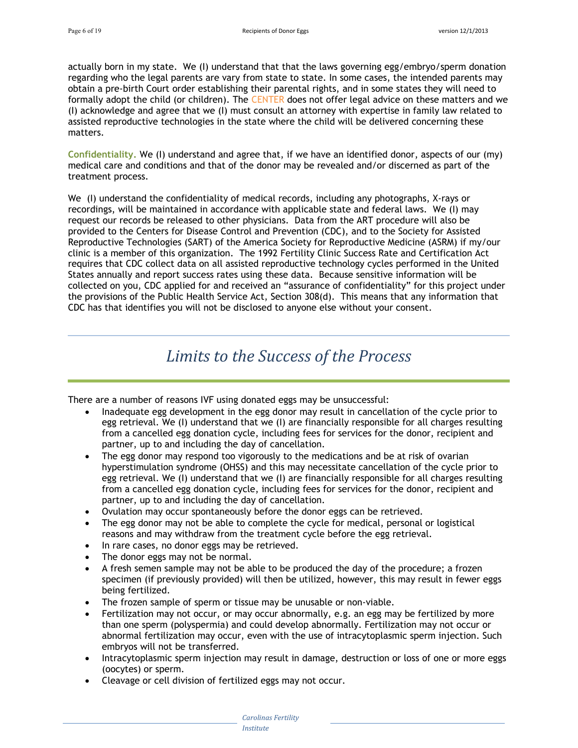actually born in my state. We (I) understand that that the laws governing egg/embryo/sperm donation regarding who the legal parents are vary from state to state. In some cases, the intended parents may obtain a pre-birth Court order establishing their parental rights, and in some states they will need to formally adopt the child (or children). The CENTER does not offer legal advice on these matters and we (I) acknowledge and agree that we (I) must consult an attorney with expertise in family law related to assisted reproductive technologies in the state where the child will be delivered concerning these matters.

**Confidentiality.** We (I) understand and agree that, if we have an identified donor, aspects of our (my) medical care and conditions and that of the donor may be revealed and/or discerned as part of the treatment process.

We (I) understand the confidentiality of medical records, including any photographs, X-rays or recordings, will be maintained in accordance with applicable state and federal laws. We (I) may request our records be released to other physicians. Data from the ART procedure will also be provided to the Centers for Disease Control and Prevention (CDC), and to the Society for Assisted Reproductive Technologies (SART) of the America Society for Reproductive Medicine (ASRM) if my/our clinic is a member of this organization. The 1992 Fertility Clinic Success Rate and Certification Act requires that CDC collect data on all assisted reproductive technology cycles performed in the United States annually and report success rates using these data. Because sensitive information will be collected on you, CDC applied for and received an "assurance of confidentiality" for this project under the provisions of the Public Health Service Act, Section 308(d). This means that any information that CDC has that identifies you will not be disclosed to anyone else without your consent.

# *Limits to the Success of the Process*

There are a number of reasons IVF using donated eggs may be unsuccessful:

- Inadequate egg development in the egg donor may result in cancellation of the cycle prior to egg retrieval. We (I) understand that we (I) are financially responsible for all charges resulting from a cancelled egg donation cycle, including fees for services for the donor, recipient and partner, up to and including the day of cancellation.
- The egg donor may respond too vigorously to the medications and be at risk of ovarian hyperstimulation syndrome (OHSS) and this may necessitate cancellation of the cycle prior to egg retrieval. We (I) understand that we (I) are financially responsible for all charges resulting from a cancelled egg donation cycle, including fees for services for the donor, recipient and partner, up to and including the day of cancellation.
- Ovulation may occur spontaneously before the donor eggs can be retrieved.
- The egg donor may not be able to complete the cycle for medical, personal or logistical reasons and may withdraw from the treatment cycle before the egg retrieval.
- In rare cases, no donor eggs may be retrieved.
- The donor eggs may not be normal.
- A fresh semen sample may not be able to be produced the day of the procedure; a frozen specimen (if previously provided) will then be utilized, however, this may result in fewer eggs being fertilized.
- The frozen sample of sperm or tissue may be unusable or non-viable.
- Fertilization may not occur, or may occur abnormally, e.g. an egg may be fertilized by more than one sperm (polyspermia) and could develop abnormally. Fertilization may not occur or abnormal fertilization may occur, even with the use of intracytoplasmic sperm injection. Such embryos will not be transferred.
- Intracytoplasmic sperm injection may result in damage, destruction or loss of one or more eggs (oocytes) or sperm.
- Cleavage or cell division of fertilized eggs may not occur.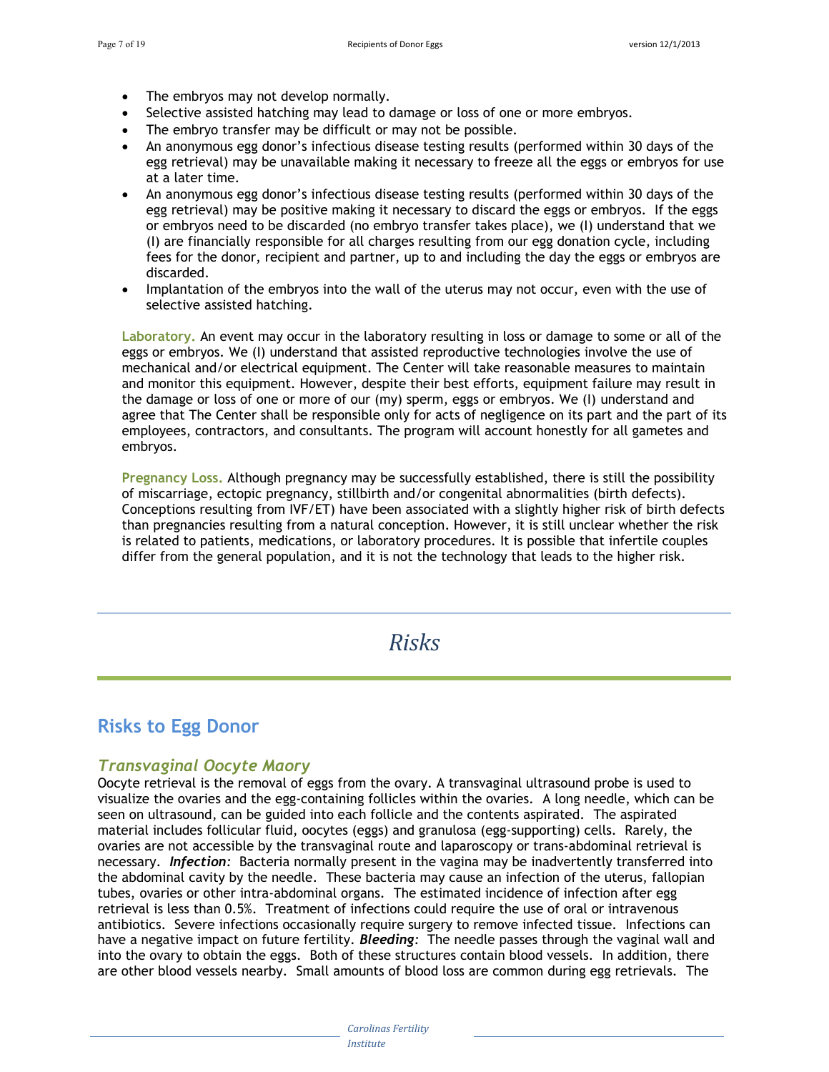- The embryos may not develop normally.
- Selective assisted hatching may lead to damage or loss of one or more embryos.
- The embryo transfer may be difficult or may not be possible.
- An anonymous egg donor's infectious disease testing results (performed within 30 days of the egg retrieval) may be unavailable making it necessary to freeze all the eggs or embryos for use at a later time.
- An anonymous egg donor's infectious disease testing results (performed within 30 days of the egg retrieval) may be positive making it necessary to discard the eggs or embryos. If the eggs or embryos need to be discarded (no embryo transfer takes place), we (I) understand that we (I) are financially responsible for all charges resulting from our egg donation cycle, including fees for the donor, recipient and partner, up to and including the day the eggs or embryos are discarded.
- Implantation of the embryos into the wall of the uterus may not occur, even with the use of selective assisted hatching.

**Laboratory.** An event may occur in the laboratory resulting in loss or damage to some or all of the eggs or embryos. We (I) understand that assisted reproductive technologies involve the use of mechanical and/or electrical equipment. The Center will take reasonable measures to maintain and monitor this equipment. However, despite their best efforts, equipment failure may result in the damage or loss of one or more of our (my) sperm, eggs or embryos. We (I) understand and agree that The Center shall be responsible only for acts of negligence on its part and the part of its employees, contractors, and consultants. The program will account honestly for all gametes and embryos.

**Pregnancy Loss.** Although pregnancy may be successfully established, there is still the possibility of miscarriage, ectopic pregnancy, stillbirth and/or congenital abnormalities (birth defects). Conceptions resulting from IVF/ET) have been associated with a slightly higher risk of birth defects than pregnancies resulting from a natural conception. However, it is still unclear whether the risk is related to patients, medications, or laboratory procedures. It is possible that infertile couples differ from the general population, and it is not the technology that leads to the higher risk.

# *Risks*

## Risks to Egg Donor

### *Transvaginal Oocyte Maory*

Oocyte retrieval is the removal of eggs from the ovary. A transvaginal ultrasound probe is used to visualize the ovaries and the egg-containing follicles within the ovaries. A long needle, which can be seen on ultrasound, can be guided into each follicle and the contents aspirated. The aspirated material includes follicular fluid, oocytes (eggs) and granulosa (egg-supporting) cells. Rarely, the ovaries are not accessible by the transvaginal route and laparoscopy or trans-abdominal retrieval is necessary. ***Infection:*** Bacteria normally present in the vagina may be inadvertently transferred into the abdominal cavity by the needle. These bacteria may cause an infection of the uterus, fallopian tubes, ovaries or other intra-abdominal organs. The estimated incidence of infection after egg retrieval is less than 0.5%. Treatment of infections could require the use of oral or intravenous antibiotics. Severe infections occasionally require surgery to remove infected tissue. Infections can have a negative impact on future fertility. ***Bleeding:*** The needle passes through the vaginal wall and into the ovary to obtain the eggs. Both of these structures contain blood vessels. In addition, there are other blood vessels nearby. Small amounts of blood loss are common during egg retrievals. The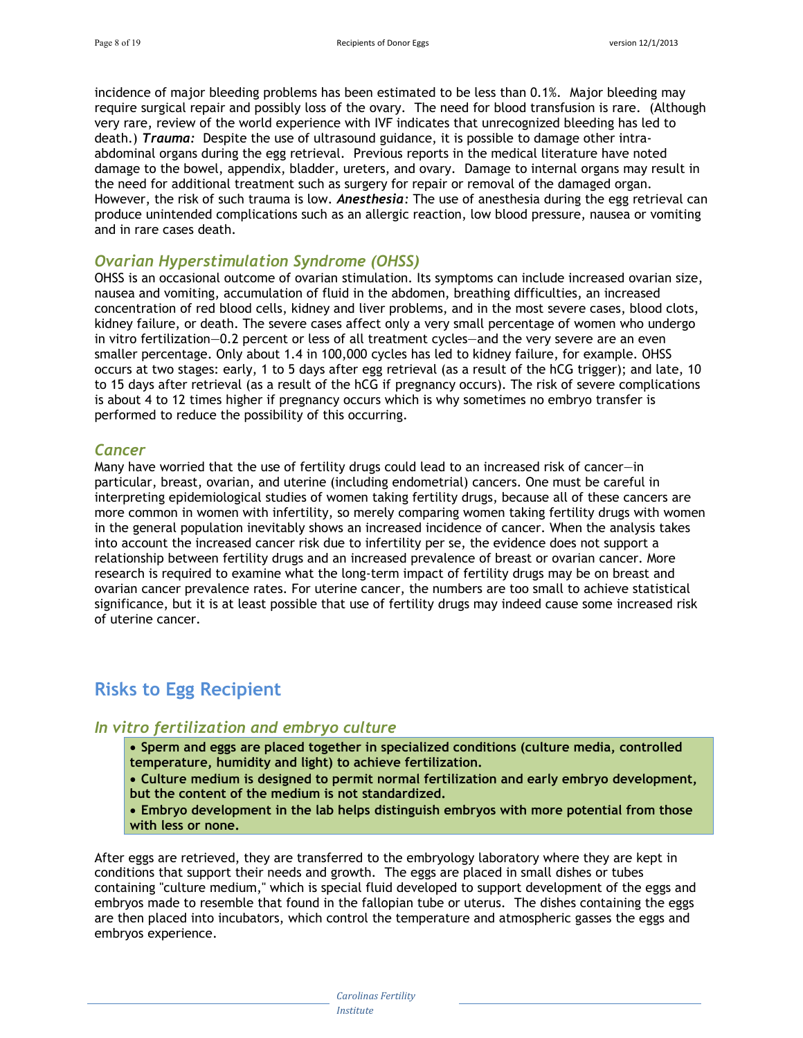incidence of major bleeding problems has been estimated to be less than 0.1%. Major bleeding may require surgical repair and possibly loss of the ovary. The need for blood transfusion is rare. (Although very rare, review of the world experience with IVF indicates that unrecognized bleeding has led to death.) ***Trauma:*** Despite the use of ultrasound guidance, it is possible to damage other intra-abdominal organs during the egg retrieval. Previous reports in the medical literature have noted damage to the bowel, appendix, bladder, ureters, and ovary. Damage to internal organs may result in the need for additional treatment such as surgery for repair or removal of the damaged organ. However, the risk of such trauma is low. ***Anesthesia:*** The use of anesthesia during the egg retrieval can produce unintended complications such as an allergic reaction, low blood pressure, nausea or vomiting and in rare cases death.

### *Ovarian Hyperstimulation Syndrome (OHSS)*

OHSS is an occasional outcome of ovarian stimulation. Its symptoms can include increased ovarian size, nausea and vomiting, accumulation of fluid in the abdomen, breathing difficulties, an increased concentration of red blood cells, kidney and liver problems, and in the most severe cases, blood clots, kidney failure, or death. The severe cases affect only a very small percentage of women who undergo in vitro fertilization—0.2 percent or less of all treatment cycles—and the very severe are an even smaller percentage. Only about 1.4 in 100,000 cycles has led to kidney failure, for example. OHSS occurs at two stages: early, 1 to 5 days after egg retrieval (as a result of the hCG trigger); and late, 10 to 15 days after retrieval (as a result of the hCG if pregnancy occurs). The risk of severe complications is about 4 to 12 times higher if pregnancy occurs which is why sometimes no embryo transfer is performed to reduce the possibility of this occurring.

### *Cancer*

Many have worried that the use of fertility drugs could lead to an increased risk of cancer—in particular, breast, ovarian, and uterine (including endometrial) cancers. One must be careful in interpreting epidemiological studies of women taking fertility drugs, because all of these cancers are more common in women with infertility, so merely comparing women taking fertility drugs with women in the general population inevitably shows an increased incidence of cancer. When the analysis takes into account the increased cancer risk due to infertility per se, the evidence does not support a relationship between fertility drugs and an increased prevalence of breast or ovarian cancer. More research is required to examine what the long-term impact of fertility drugs may be on breast and ovarian cancer prevalence rates. For uterine cancer, the numbers are too small to achieve statistical significance, but it is at least possible that use of fertility drugs may indeed cause some increased risk of uterine cancer.

## Risks to Egg Recipient

### *In vitro fertilization and embryo culture*

- **Sperm and eggs are placed together in specialized conditions (culture media, controlled temperature, humidity and light) to achieve fertilization.**
- **Culture medium is designed to permit normal fertilization and early embryo development, but the content of the medium is not standardized.**
- **Embryo development in the lab helps distinguish embryos with more potential from those with less or none.**

After eggs are retrieved, they are transferred to the embryology laboratory where they are kept in conditions that support their needs and growth. The eggs are placed in small dishes or tubes containing "culture medium," which is special fluid developed to support development of the eggs and embryos made to resemble that found in the fallopian tube or uterus. The dishes containing the eggs are then placed into incubators, which control the temperature and atmospheric gasses the eggs and embryos experience.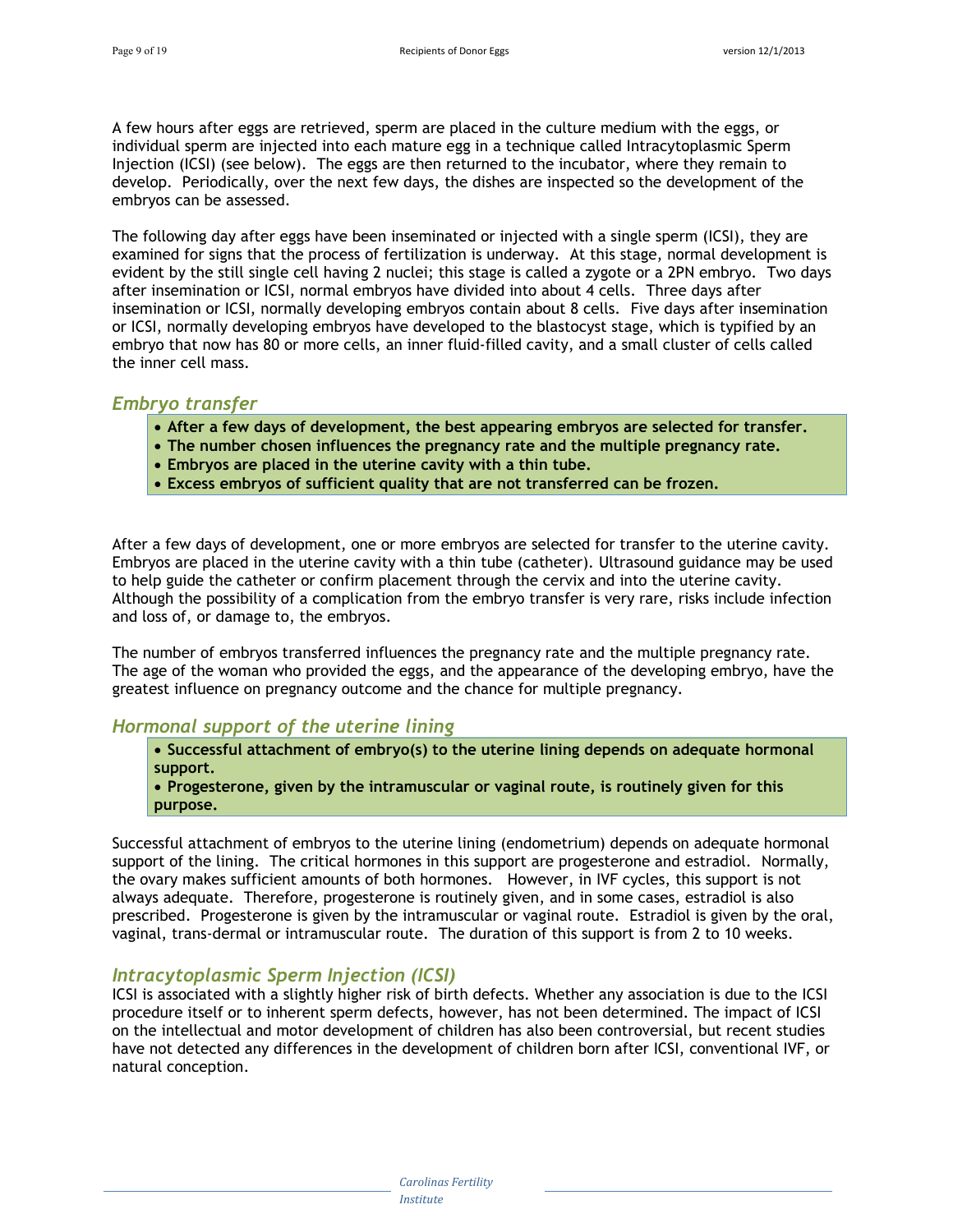A few hours after eggs are retrieved, sperm are placed in the culture medium with the eggs, or individual sperm are injected into each mature egg in a technique called Intracytoplasmic Sperm Injection (ICSI) (see below). The eggs are then returned to the incubator, where they remain to develop. Periodically, over the next few days, the dishes are inspected so the development of the embryos can be assessed.

The following day after eggs have been inseminated or injected with a single sperm (ICSI), they are examined for signs that the process of fertilization is underway. At this stage, normal development is evident by the still single cell having 2 nuclei; this stage is called a zygote or a 2PN embryo. Two days after insemination or ICSI, normal embryos have divided into about 4 cells. Three days after insemination or ICSI, normally developing embryos contain about 8 cells. Five days after insemination or ICSI, normally developing embryos have developed to the blastocyst stage, which is typified by an embryo that now has 80 or more cells, an inner fluid-filled cavity, and a small cluster of cells called the inner cell mass.

## *Embryo transfer*

- **After a few days of development, the best appearing embryos are selected for transfer.**
- **The number chosen influences the pregnancy rate and the multiple pregnancy rate.**
- **Embryos are placed in the uterine cavity with a thin tube.**
- **Excess embryos of sufficient quality that are not transferred can be frozen.**

After a few days of development, one or more embryos are selected for transfer to the uterine cavity. Embryos are placed in the uterine cavity with a thin tube (catheter). Ultrasound guidance may be used to help guide the catheter or confirm placement through the cervix and into the uterine cavity. Although the possibility of a complication from the embryo transfer is very rare, risks include infection and loss of, or damage to, the embryos.

The number of embryos transferred influences the pregnancy rate and the multiple pregnancy rate. The age of the woman who provided the eggs, and the appearance of the developing embryo, have the greatest influence on pregnancy outcome and the chance for multiple pregnancy.

## *Hormonal support of the uterine lining*

- **Successful attachment of embryo(s) to the uterine lining depends on adequate hormonal support.**
- **Progesterone, given by the intramuscular or vaginal route, is routinely given for this purpose.**

Successful attachment of embryos to the uterine lining (endometrium) depends on adequate hormonal support of the lining. The critical hormones in this support are progesterone and estradiol. Normally, the ovary makes sufficient amounts of both hormones. However, in IVF cycles, this support is not always adequate. Therefore, progesterone is routinely given, and in some cases, estradiol is also prescribed. Progesterone is given by the intramuscular or vaginal route. Estradiol is given by the oral, vaginal, trans-dermal or intramuscular route. The duration of this support is from 2 to 10 weeks.

## *Intracytoplasmic Sperm Injection (ICSI)*

ICSI is associated with a slightly higher risk of birth defects. Whether any association is due to the ICSI procedure itself or to inherent sperm defects, however, has not been determined. The impact of ICSI on the intellectual and motor development of children has also been controversial, but recent studies have not detected any differences in the development of children born after ICSI, conventional IVF, or natural conception.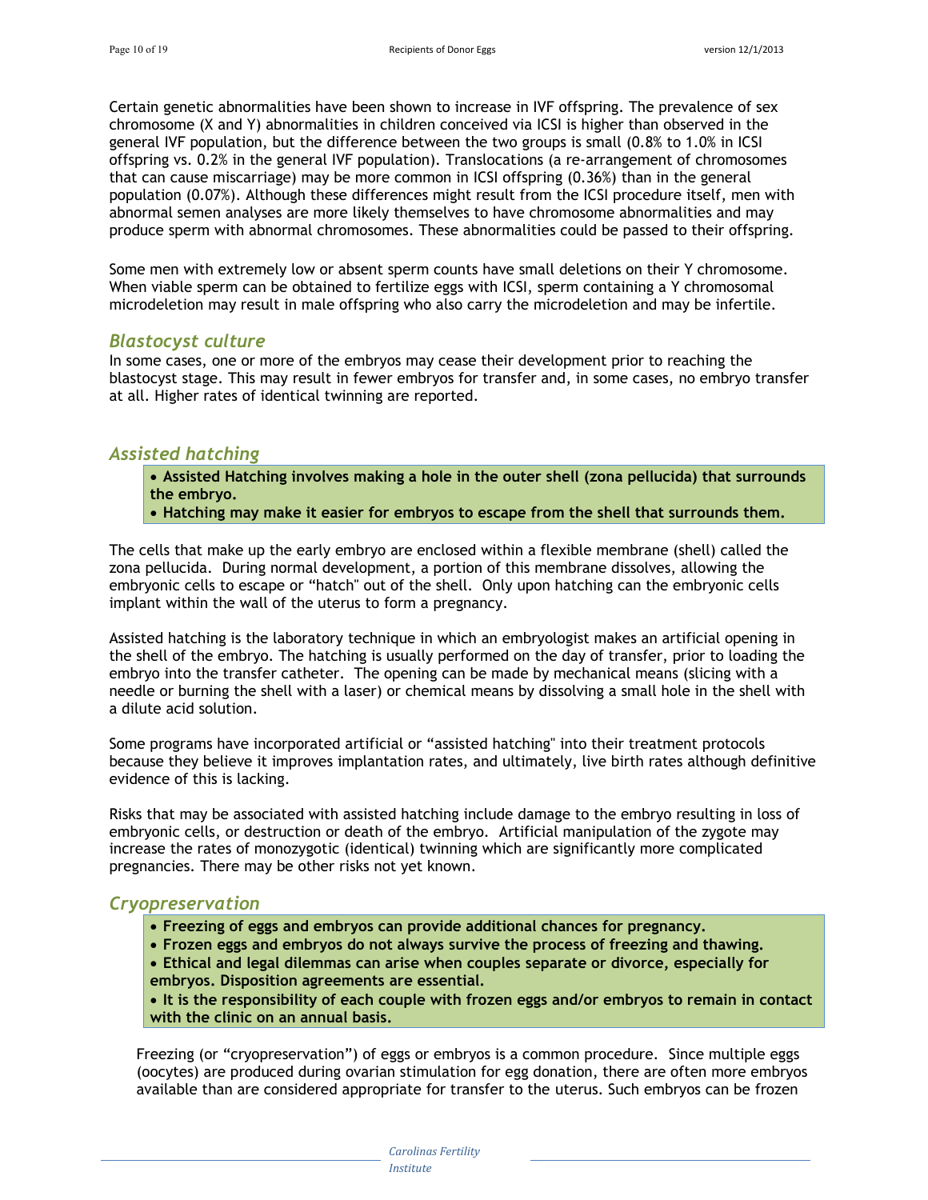Certain genetic abnormalities have been shown to increase in IVF offspring. The prevalence of sex chromosome (X and Y) abnormalities in children conceived via ICSI is higher than observed in the general IVF population, but the difference between the two groups is small (0.8% to 1.0% in ICSI offspring vs. 0.2% in the general IVF population). Translocations (a re-arrangement of chromosomes that can cause miscarriage) may be more common in ICSI offspring (0.36%) than in the general population (0.07%). Although these differences might result from the ICSI procedure itself, men with abnormal semen analyses are more likely themselves to have chromosome abnormalities and may produce sperm with abnormal chromosomes. These abnormalities could be passed to their offspring.

Some men with extremely low or absent sperm counts have small deletions on their Y chromosome. When viable sperm can be obtained to fertilize eggs with ICSI, sperm containing a Y chromosomal microdeletion may result in male offspring who also carry the microdeletion and may be infertile.

## *Blastocyst culture*

In some cases, one or more of the embryos may cease their development prior to reaching the blastocyst stage. This may result in fewer embryos for transfer and, in some cases, no embryo transfer at all. Higher rates of identical twinning are reported.

## *Assisted hatching*

- **Assisted Hatching involves making a hole in the outer shell (zona pellucida) that surrounds the embryo.**
- **Hatching may make it easier for embryos to escape from the shell that surrounds them.**

The cells that make up the early embryo are enclosed within a flexible membrane (shell) called the zona pellucida. During normal development, a portion of this membrane dissolves, allowing the embryonic cells to escape or "hatch" out of the shell. Only upon hatching can the embryonic cells implant within the wall of the uterus to form a pregnancy.

Assisted hatching is the laboratory technique in which an embryologist makes an artificial opening in the shell of the embryo. The hatching is usually performed on the day of transfer, prior to loading the embryo into the transfer catheter. The opening can be made by mechanical means (slicing with a needle or burning the shell with a laser) or chemical means by dissolving a small hole in the shell with a dilute acid solution.

Some programs have incorporated artificial or "assisted hatching" into their treatment protocols because they believe it improves implantation rates, and ultimately, live birth rates although definitive evidence of this is lacking.

Risks that may be associated with assisted hatching include damage to the embryo resulting in loss of embryonic cells, or destruction or death of the embryo. Artificial manipulation of the zygote may increase the rates of monozygotic (identical) twinning which are significantly more complicated pregnancies. There may be other risks not yet known.

## *Cryopreservation*

- **Freezing of eggs and embryos can provide additional chances for pregnancy.**
- **Frozen eggs and embryos do not always survive the process of freezing and thawing.**
- **Ethical and legal dilemmas can arise when couples separate or divorce, especially for embryos. Disposition agreements are essential.**
- **It is the responsibility of each couple with frozen eggs and/or embryos to remain in contact with the clinic on an annual basis.**

Freezing (or "cryopreservation") of eggs or embryos is a common procedure. Since multiple eggs (oocytes) are produced during ovarian stimulation for egg donation, there are often more embryos available than are considered appropriate for transfer to the uterus. Such embryos can be frozen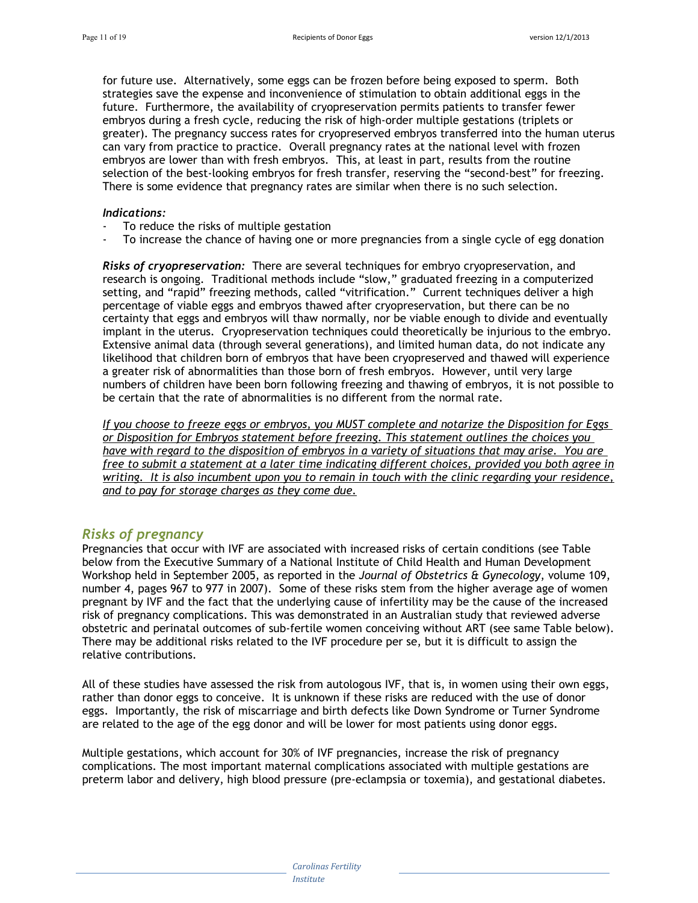for future use. Alternatively, some eggs can be frozen before being exposed to sperm. Both strategies save the expense and inconvenience of stimulation to obtain additional eggs in the future. Furthermore, the availability of cryopreservation permits patients to transfer fewer embryos during a fresh cycle, reducing the risk of high-order multiple gestations (triplets or greater). The pregnancy success rates for cryopreserved embryos transferred into the human uterus can vary from practice to practice. Overall pregnancy rates at the national level with frozen embryos are lower than with fresh embryos. This, at least in part, results from the routine selection of the best-looking embryos for fresh transfer, reserving the "second-best" for freezing. There is some evidence that pregnancy rates are similar when there is no such selection.

***Indications:***

- To reduce the risks of multiple gestation
- To increase the chance of having one or more pregnancies from a single cycle of egg donation

***Risks of cryopreservation:*** There are several techniques for embryo cryopreservation, and research is ongoing. Traditional methods include "slow," graduated freezing in a computerized setting, and "rapid" freezing methods, called "vitrification." Current techniques deliver a high percentage of viable eggs and embryos thawed after cryopreservation, but there can be no certainty that eggs and embryos will thaw normally, nor be viable enough to divide and eventually implant in the uterus. Cryopreservation techniques could theoretically be injurious to the embryo. Extensive animal data (through several generations), and limited human data, do not indicate any likelihood that children born of embryos that have been cryopreserved and thawed will experience a greater risk of abnormalities than those born of fresh embryos. However, until very large numbers of children have been born following freezing and thawing of embryos, it is not possible to be certain that the rate of abnormalities is no different from the normal rate.

*If you choose to freeze eggs or embryos, you MUST complete and notarize the Disposition for Eggs or Disposition for Embryos statement before freezing. This statement outlines the choices you have with regard to the disposition of embryos in a variety of situations that may arise. You are free to submit a statement at a later time indicating different choices, provided you both agree in writing. It is also incumbent upon you to remain in touch with the clinic regarding your residence, and to pay for storage charges as they come due.*

## Risks of pregnancy

Pregnancies that occur with IVF are associated with increased risks of certain conditions (see Table below from the Executive Summary of a National Institute of Child Health and Human Development Workshop held in September 2005, as reported in the *Journal of Obstetrics & Gynecology*, volume 109, number 4, pages 967 to 977 in 2007). Some of these risks stem from the higher average age of women pregnant by IVF and the fact that the underlying cause of infertility may be the cause of the increased risk of pregnancy complications. This was demonstrated in an Australian study that reviewed adverse obstetric and perinatal outcomes of sub-fertile women conceiving without ART (see same Table below). There may be additional risks related to the IVF procedure per se, but it is difficult to assign the relative contributions.

All of these studies have assessed the risk from autologous IVF, that is, in women using their own eggs, rather than donor eggs to conceive. It is unknown if these risks are reduced with the use of donor eggs. Importantly, the risk of miscarriage and birth defects like Down Syndrome or Turner Syndrome are related to the age of the egg donor and will be lower for most patients using donor eggs.

Multiple gestations, which account for 30% of IVF pregnancies, increase the risk of pregnancy complications. The most important maternal complications associated with multiple gestations are preterm labor and delivery, high blood pressure (pre-eclampsia or toxemia), and gestational diabetes.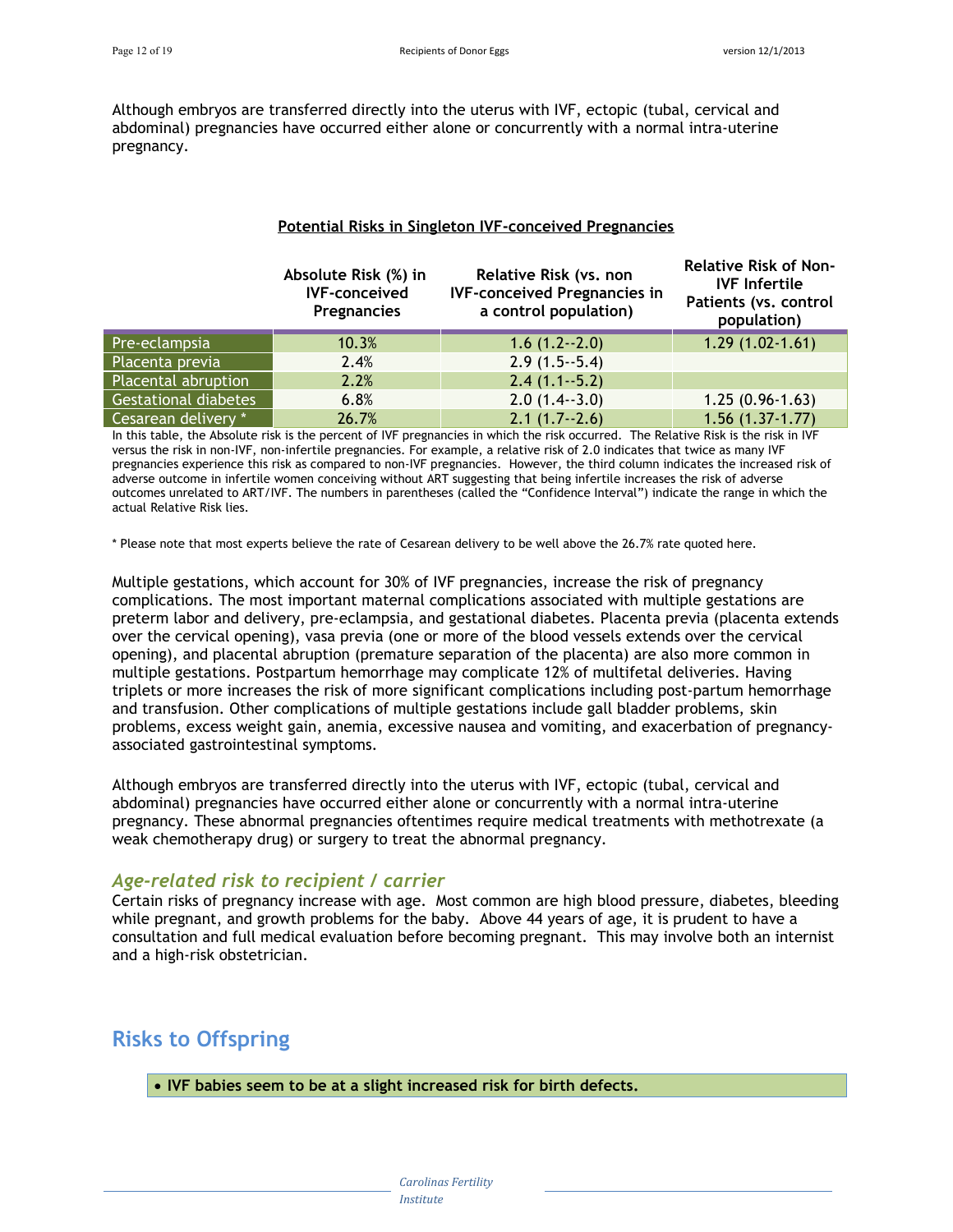Although embryos are transferred directly into the uterus with IVF, ectopic (tubal, cervical and abdominal) pregnancies have occurred either alone or concurrently with a normal intra-uterine pregnancy.

**Potential Risks in Singleton IVF-conceived Pregnancies**

| | Absolute Risk (%) in IVF-conceived Pregnancies | Relative Risk (vs. non IVF-conceived Pregnancies in a control population) | Relative Risk of Non-IVF Infertile Patients (vs. control population) |
|---|---|---|---|
| Pre-eclampsia | 10.3% | 1.6 (1.2--2.0) | 1.29 (1.02-1.61) |
| Placenta previa | 2.4% | 2.9 (1.5--5.4) | |
| Placental abruption | 2.2% | 2.4 (1.1--5.2) | |
| Gestational diabetes | 6.8% | 2.0 (1.4--3.0) | 1.25 (0.96-1.63) |
| Cesarean delivery * | 26.7% | 2.1 (1.7--2.6) | 1.56 (1.37-1.77) |

In this table, the Absolute risk is the percent of IVF pregnancies in which the risk occurred. The Relative Risk is the risk in IVF versus the risk in non-IVF, non-infertile pregnancies. For example, a relative risk of 2.0 indicates that twice as many IVF pregnancies experience this risk as compared to non-IVF pregnancies. However, the third column indicates the increased risk of adverse outcome in infertile women conceiving without ART suggesting that being infertile increases the risk of adverse outcomes unrelated to ART/IVF. The numbers in parentheses (called the "Confidence Interval") indicate the range in which the actual Relative Risk lies.

* Please note that most experts believe the rate of Cesarean delivery to be well above the 26.7% rate quoted here.

Multiple gestations, which account for 30% of IVF pregnancies, increase the risk of pregnancy complications. The most important maternal complications associated with multiple gestations are preterm labor and delivery, pre-eclampsia, and gestational diabetes. Placenta previa (placenta extends over the cervical opening), vasa previa (one or more of the blood vessels extends over the cervical opening), and placental abruption (premature separation of the placenta) are also more common in multiple gestations. Postpartum hemorrhage may complicate 12% of multifetal deliveries. Having triplets or more increases the risk of more significant complications including post-partum hemorrhage and transfusion. Other complications of multiple gestations include gall bladder problems, skin problems, excess weight gain, anemia, excessive nausea and vomiting, and exacerbation of pregnancy-associated gastrointestinal symptoms.

Although embryos are transferred directly into the uterus with IVF, ectopic (tubal, cervical and abdominal) pregnancies have occurred either alone or concurrently with a normal intra-uterine pregnancy. These abnormal pregnancies oftentimes require medical treatments with methotrexate (a weak chemotherapy drug) or surgery to treat the abnormal pregnancy.

### *Age-related risk to recipient / carrier*

Certain risks of pregnancy increase with age. Most common are high blood pressure, diabetes, bleeding while pregnant, and growth problems for the baby. Above 44 years of age, it is prudent to have a consultation and full medical evaluation before becoming pregnant. This may involve both an internist and a high-risk obstetrician.

## Risks to Offspring

- **IVF babies seem to be at a slight increased risk for birth defects.**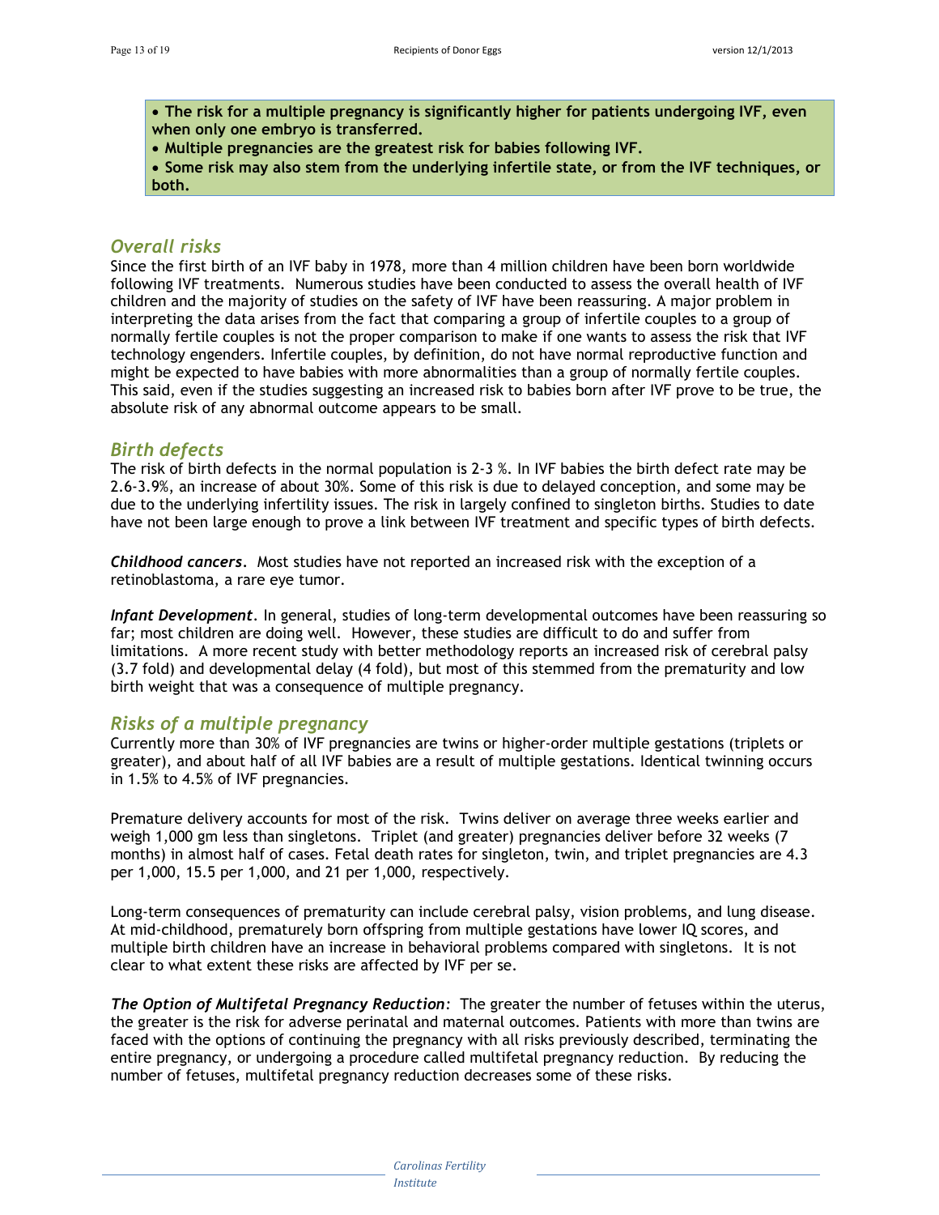- **The risk for a multiple pregnancy is significantly higher for patients undergoing IVF, even when only one embryo is transferred.**
- **Multiple pregnancies are the greatest risk for babies following IVF.**
- **Some risk may also stem from the underlying infertile state, or from the IVF techniques, or both.**

## *Overall risks*

Since the first birth of an IVF baby in 1978, more than 4 million children have been born worldwide following IVF treatments. Numerous studies have been conducted to assess the overall health of IVF children and the majority of studies on the safety of IVF have been reassuring. A major problem in interpreting the data arises from the fact that comparing a group of infertile couples to a group of normally fertile couples is not the proper comparison to make if one wants to assess the risk that IVF technology engenders. Infertile couples, by definition, do not have normal reproductive function and might be expected to have babies with more abnormalities than a group of normally fertile couples. This said, even if the studies suggesting an increased risk to babies born after IVF prove to be true, the absolute risk of any abnormal outcome appears to be small.

## *Birth defects*

The risk of birth defects in the normal population is 2-3 %. In IVF babies the birth defect rate may be 2.6-3.9%, an increase of about 30%. Some of this risk is due to delayed conception, and some may be due to the underlying infertility issues. The risk in largely confined to singleton births. Studies to date have not been large enough to prove a link between IVF treatment and specific types of birth defects.

***Childhood cancers***. Most studies have not reported an increased risk with the exception of a retinoblastoma, a rare eye tumor.

***Infant Development***. In general, studies of long-term developmental outcomes have been reassuring so far; most children are doing well. However, these studies are difficult to do and suffer from limitations. A more recent study with better methodology reports an increased risk of cerebral palsy (3.7 fold) and developmental delay (4 fold), but most of this stemmed from the prematurity and low birth weight that was a consequence of multiple pregnancy.

## *Risks of a multiple pregnancy*

Currently more than 30% of IVF pregnancies are twins or higher-order multiple gestations (triplets or greater), and about half of all IVF babies are a result of multiple gestations. Identical twinning occurs in 1.5% to 4.5% of IVF pregnancies.

Premature delivery accounts for most of the risk. Twins deliver on average three weeks earlier and weigh 1,000 gm less than singletons. Triplet (and greater) pregnancies deliver before 32 weeks (7 months) in almost half of cases. Fetal death rates for singleton, twin, and triplet pregnancies are 4.3 per 1,000, 15.5 per 1,000, and 21 per 1,000, respectively.

Long-term consequences of prematurity can include cerebral palsy, vision problems, and lung disease. At mid-childhood, prematurely born offspring from multiple gestations have lower IQ scores, and multiple birth children have an increase in behavioral problems compared with singletons. It is not clear to what extent these risks are affected by IVF per se.

***The Option of Multifetal Pregnancy Reduction***: The greater the number of fetuses within the uterus, the greater is the risk for adverse perinatal and maternal outcomes. Patients with more than twins are faced with the options of continuing the pregnancy with all risks previously described, terminating the entire pregnancy, or undergoing a procedure called multifetal pregnancy reduction. By reducing the number of fetuses, multifetal pregnancy reduction decreases some of these risks.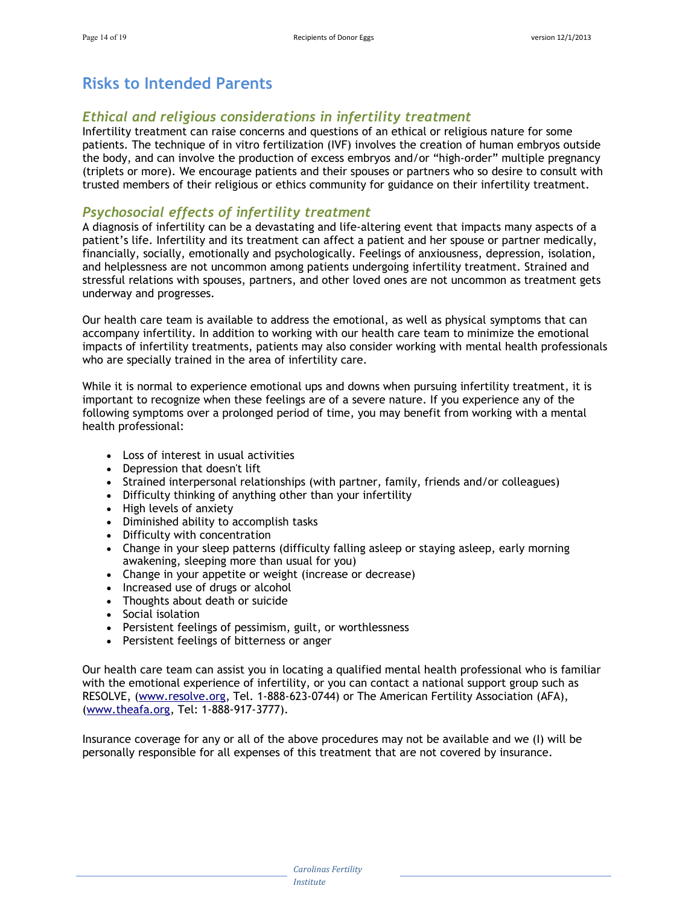## Risks to Intended Parents

### *Ethical and religious considerations in infertility treatment*

Infertility treatment can raise concerns and questions of an ethical or religious nature for some patients. The technique of in vitro fertilization (IVF) involves the creation of human embryos outside the body, and can involve the production of excess embryos and/or "high-order" multiple pregnancy (triplets or more). We encourage patients and their spouses or partners who so desire to consult with trusted members of their religious or ethics community for guidance on their infertility treatment.

### *Psychosocial effects of infertility treatment*

A diagnosis of infertility can be a devastating and life-altering event that impacts many aspects of a patient's life. Infertility and its treatment can affect a patient and her spouse or partner medically, financially, socially, emotionally and psychologically. Feelings of anxiousness, depression, isolation, and helplessness are not uncommon among patients undergoing infertility treatment. Strained and stressful relations with spouses, partners, and other loved ones are not uncommon as treatment gets underway and progresses.

Our health care team is available to address the emotional, as well as physical symptoms that can accompany infertility. In addition to working with our health care team to minimize the emotional impacts of infertility treatments, patients may also consider working with mental health professionals who are specially trained in the area of infertility care.

While it is normal to experience emotional ups and downs when pursuing infertility treatment, it is important to recognize when these feelings are of a severe nature. If you experience any of the following symptoms over a prolonged period of time, you may benefit from working with a mental health professional:

- Loss of interest in usual activities
- Depression that doesn't lift
- Strained interpersonal relationships (with partner, family, friends and/or colleagues)
- Difficulty thinking of anything other than your infertility
- High levels of anxiety
- Diminished ability to accomplish tasks
- Difficulty with concentration
- Change in your sleep patterns (difficulty falling asleep or staying asleep, early morning awakening, sleeping more than usual for you)
- Change in your appetite or weight (increase or decrease)
- Increased use of drugs or alcohol
- Thoughts about death or suicide
- Social isolation
- Persistent feelings of pessimism, guilt, or worthlessness
- Persistent feelings of bitterness or anger

Our health care team can assist you in locating a qualified mental health professional who is familiar with the emotional experience of infertility, or you can contact a national support group such as RESOLVE, (www.resolve.org, Tel. 1-888-623-0744) or The American Fertility Association (AFA), (www.theafa.org, Tel: 1-888-917-3777).

Insurance coverage for any or all of the above procedures may not be available and we (I) will be personally responsible for all expenses of this treatment that are not covered by insurance.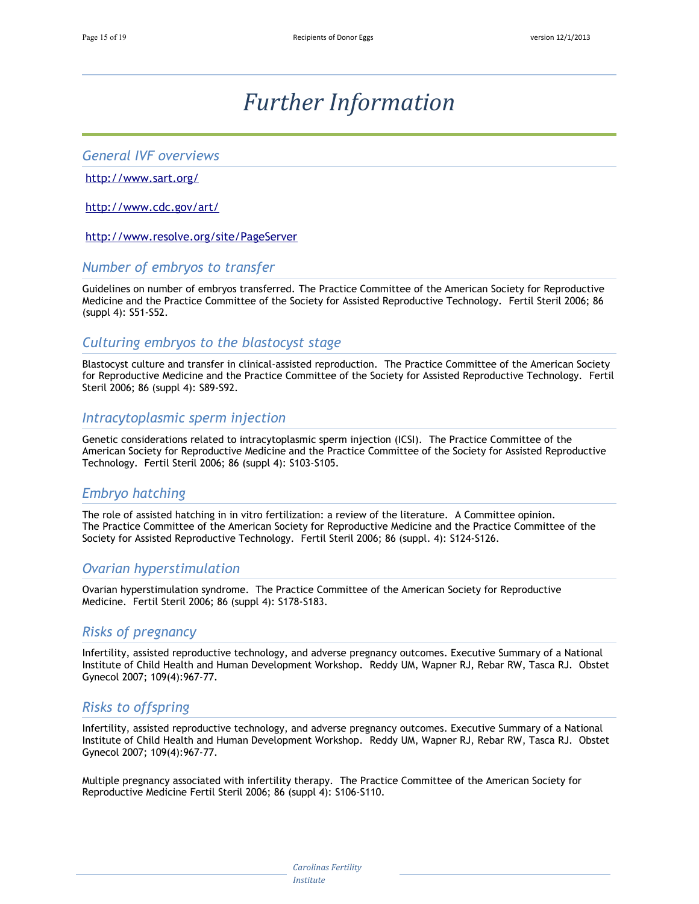# Further Information

## General IVF overviews

http://www.sart.org/

http://www.cdc.gov/art/

http://www.resolve.org/site/PageServer

## Number of embryos to transfer

Guidelines on number of embryos transferred. The Practice Committee of the American Society for Reproductive Medicine and the Practice Committee of the Society for Assisted Reproductive Technology. Fertil Steril 2006; 86 (suppl 4): S51-S52.

## Culturing embryos to the blastocyst stage

Blastocyst culture and transfer in clinical-assisted reproduction. The Practice Committee of the American Society for Reproductive Medicine and the Practice Committee of the Society for Assisted Reproductive Technology. Fertil Steril 2006; 86 (suppl 4): S89-S92.

## Intracytoplasmic sperm injection

Genetic considerations related to intracytoplasmic sperm injection (ICSI). The Practice Committee of the American Society for Reproductive Medicine and the Practice Committee of the Society for Assisted Reproductive Technology. Fertil Steril 2006; 86 (suppl 4): S103-S105.

## Embryo hatching

The role of assisted hatching in in vitro fertilization: a review of the literature. A Committee opinion. The Practice Committee of the American Society for Reproductive Medicine and the Practice Committee of the Society for Assisted Reproductive Technology. Fertil Steril 2006; 86 (suppl. 4): S124-S126.

## Ovarian hyperstimulation

Ovarian hyperstimulation syndrome. The Practice Committee of the American Society for Reproductive Medicine. Fertil Steril 2006; 86 (suppl 4): S178-S183.

## Risks of pregnancy

Infertility, assisted reproductive technology, and adverse pregnancy outcomes. Executive Summary of a National Institute of Child Health and Human Development Workshop. Reddy UM, Wapner RJ, Rebar RW, Tasca RJ. Obstet Gynecol 2007; 109(4):967-77.

## Risks to offspring

Infertility, assisted reproductive technology, and adverse pregnancy outcomes. Executive Summary of a National Institute of Child Health and Human Development Workshop. Reddy UM, Wapner RJ, Rebar RW, Tasca RJ. Obstet Gynecol 2007; 109(4):967-77.

Multiple pregnancy associated with infertility therapy. The Practice Committee of the American Society for Reproductive Medicine Fertil Steril 2006; 86 (suppl 4): S106-S110.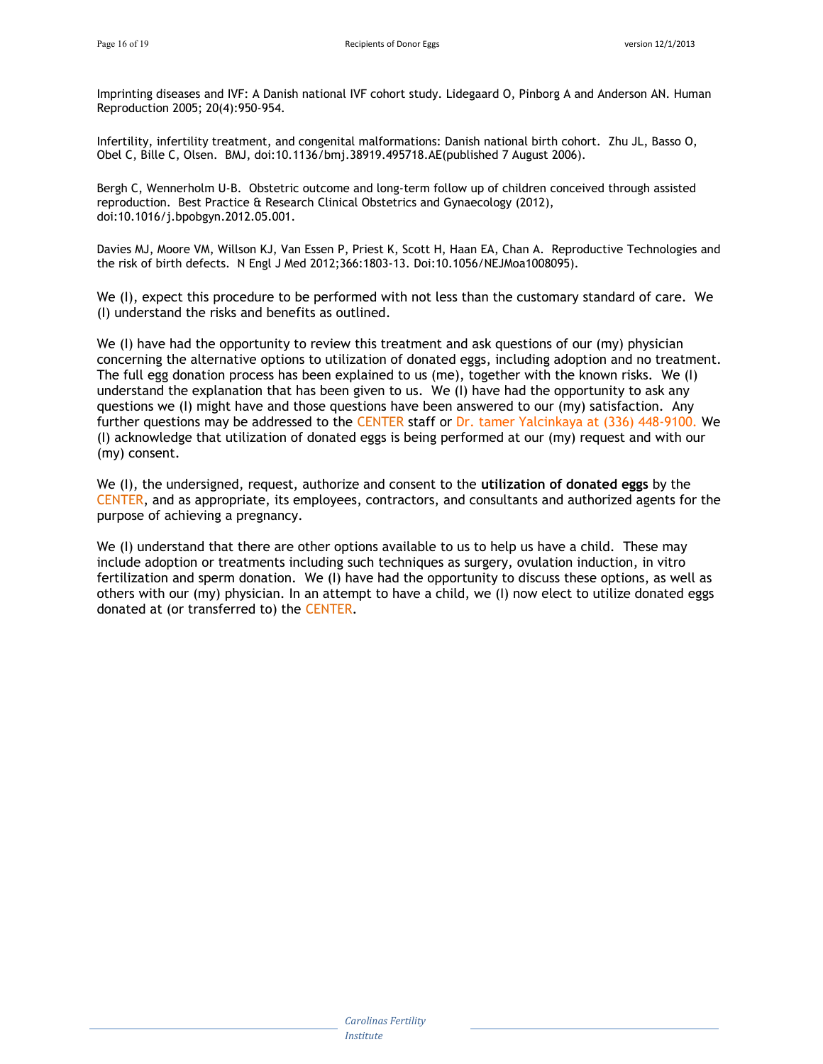Imprinting diseases and IVF: A Danish national IVF cohort study. Lidegaard O, Pinborg A and Anderson AN. Human Reproduction 2005; 20(4):950-954.

Infertility, infertility treatment, and congenital malformations: Danish national birth cohort. Zhu JL, Basso O, Obel C, Bille C, Olsen. BMJ, doi:10.1136/bmj.38919.495718.AE(published 7 August 2006).

Bergh C, Wennerholm U-B. Obstetric outcome and long-term follow up of children conceived through assisted reproduction. Best Practice & Research Clinical Obstetrics and Gynaecology (2012), doi:10.1016/j.bpobgyn.2012.05.001.

Davies MJ, Moore VM, Willson KJ, Van Essen P, Priest K, Scott H, Haan EA, Chan A. Reproductive Technologies and the risk of birth defects. N Engl J Med 2012;366:1803-13. Doi:10.1056/NEJMoa1008095).

We (I), expect this procedure to be performed with not less than the customary standard of care. We (I) understand the risks and benefits as outlined.

We (I) have had the opportunity to review this treatment and ask questions of our (my) physician concerning the alternative options to utilization of donated eggs, including adoption and no treatment. The full egg donation process has been explained to us (me), together with the known risks. We (I) understand the explanation that has been given to us. We (I) have had the opportunity to ask any questions we (I) might have and those questions have been answered to our (my) satisfaction. Any further questions may be addressed to the CENTER staff or Dr. tamer Yalcinkaya at (336) 448-9100. We (I) acknowledge that utilization of donated eggs is being performed at our (my) request and with our (my) consent.

We (I), the undersigned, request, authorize and consent to the **utilization of donated eggs** by the CENTER, and as appropriate, its employees, contractors, and consultants and authorized agents for the purpose of achieving a pregnancy.

We (I) understand that there are other options available to us to help us have a child. These may include adoption or treatments including such techniques as surgery, ovulation induction, in vitro fertilization and sperm donation. We (I) have had the opportunity to discuss these options, as well as others with our (my) physician. In an attempt to have a child, we (I) now elect to utilize donated eggs donated at (or transferred to) the CENTER.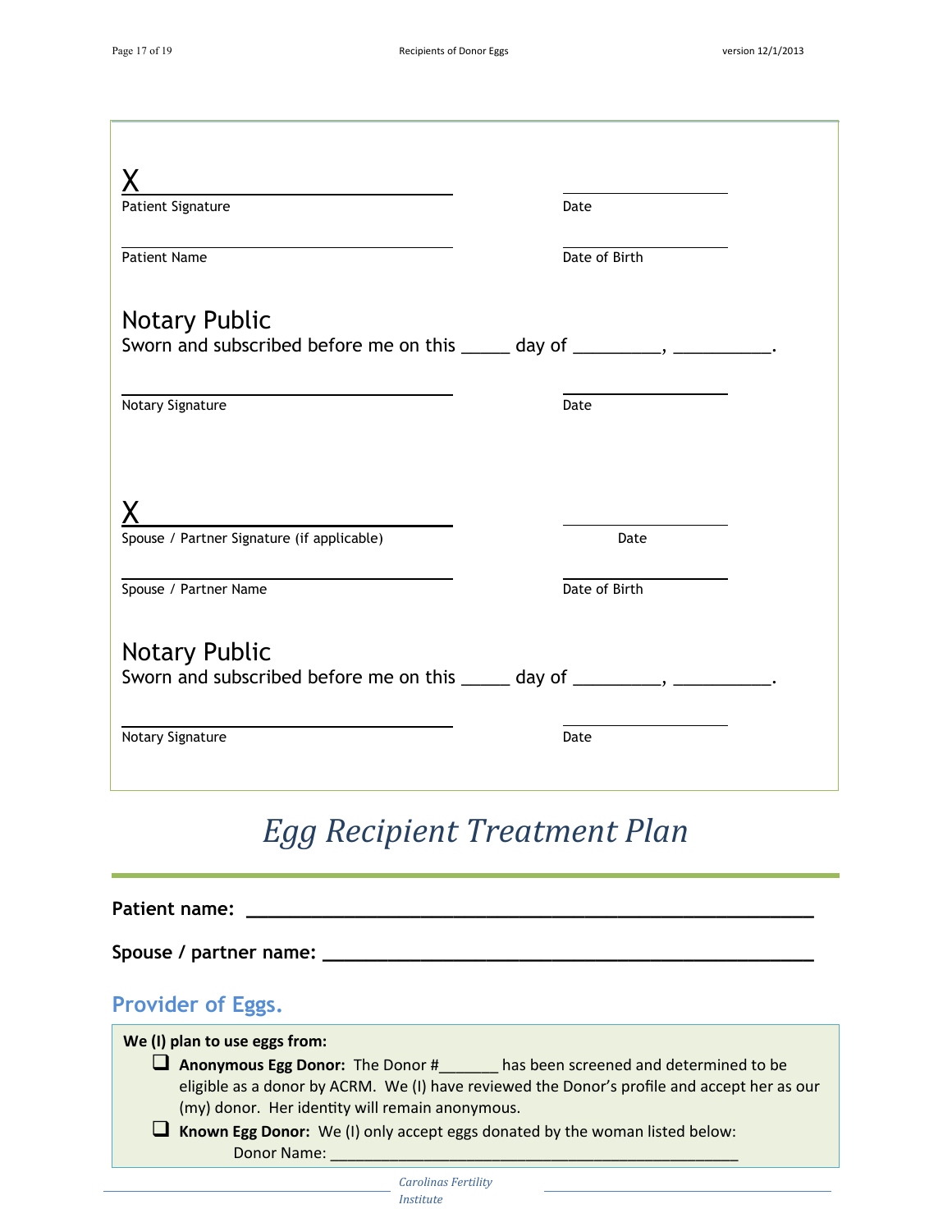X ______________________________ &nbsp;&nbsp;&nbsp;&nbsp; ________________
Patient Signature &nbsp;&nbsp;&nbsp;&nbsp; Date

______________________________ &nbsp;&nbsp;&nbsp;&nbsp; ________________
Patient Name &nbsp;&nbsp;&nbsp;&nbsp; Date of Birth

## Notary Public

Sworn and subscribed before me on this _____ day of _________, __________.

______________________________ &nbsp;&nbsp;&nbsp;&nbsp; ________________
Notary Signature &nbsp;&nbsp;&nbsp;&nbsp; Date

X ______________________________ &nbsp;&nbsp;&nbsp;&nbsp; ________________
Spouse / Partner Signature (if applicable) &nbsp;&nbsp;&nbsp;&nbsp; Date

______________________________ &nbsp;&nbsp;&nbsp;&nbsp; ________________
Spouse / Partner Name &nbsp;&nbsp;&nbsp;&nbsp; Date of Birth

## Notary Public

Sworn and subscribed before me on this _____ day of _________, __________.

______________________________ &nbsp;&nbsp;&nbsp;&nbsp; ________________
Notary Signature &nbsp;&nbsp;&nbsp;&nbsp; Date

# *Egg Recipient Treatment Plan*

**Patient name: ________________________________________________**

**Spouse / partner name: ________________________________________**

## Provider of Eggs.

**We (I) plan to use eggs from:**

- ❑ **Anonymous Egg Donor:** The Donor #_______ has been screened and determined to be eligible as a donor by ACRM. We (I) have reviewed the Donor's profile and accept her as our (my) donor. Her identity will remain anonymous.
- ❑ **Known Egg Donor:** We (I) only accept eggs donated by the woman listed below:
  Donor Name: ______________________________________________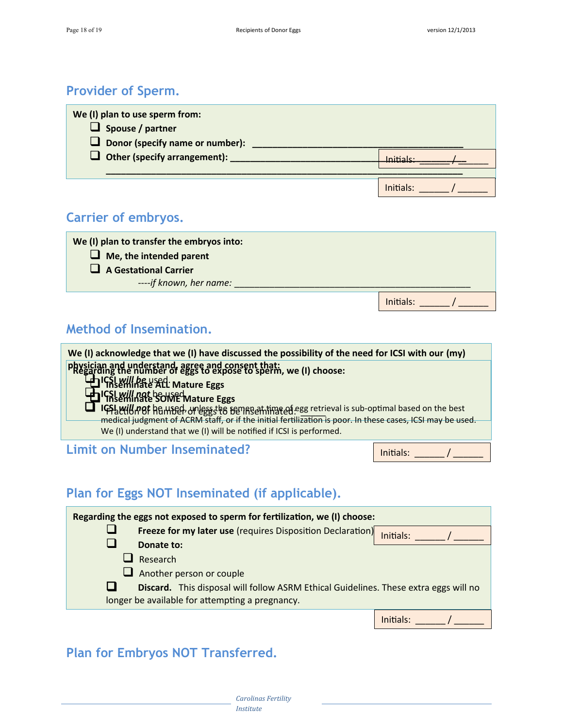## Provider of Sperm.

**We (I) plan to use sperm from:**

- ❑ **Spouse / partner**
- ❑ **Donor (specify name or number):** ________________________________________
- ❑ **Other (specify arrangement):** ________________________________________

  ________________________________________________________________________

Initials: ______ / ______

Initials: ______ / ______

## Carrier of embryos.

**We (I) plan to transfer the embryos into:**

- ❑ **Me, the intended parent**
- ❑ **A Gestational Carrier**

  *----if known, her name:* ______________________________________________

Initials: ______ / ______

## Method of Insemination.

**We (I) acknowledge that we (I) have discussed the possibility of the need for ICSI with our (my) physician and understand, agree and consent that:**

- ❑ ICSI *will be* used.
- ❑ ICSI *will not* be used.
- ❑ ICSI *will not* be used, unless the semen at time of egg retrieval is sub-optimal based on the best medical judgment of ACRM staff, or if the initial fertilization is poor. In these cases, ICSI may be used. We (I) understand that we (I) will be notified if ICSI is performed.

**Regarding the number of eggs to expose to sperm, we (I) choose:**

- ❑ **Inseminate ALL Mature Eggs**
- ❑ **Inseminate SOME Mature Eggs**

  Fraction or number of eggs to be inseminated: _____

## Limit on Number Inseminated?

Initials: ______ / ______

## Plan for Eggs NOT Inseminated (if applicable).

**Regarding the eggs not exposed to sperm for fertilization, we (I) choose:**

- ❑ **Freeze for my later use** (requires Disposition Declaration)
- ❑ **Donate to:**
  - ❑ Research
  - ❑ Another person or couple
- ❑ **Discard.** This disposal will follow ASRM Ethical Guidelines. These extra eggs will no longer be available for attempting a pregnancy.

Initials: ______ / ______

Initials: ______ / ______

## Plan for Embryos NOT Transferred.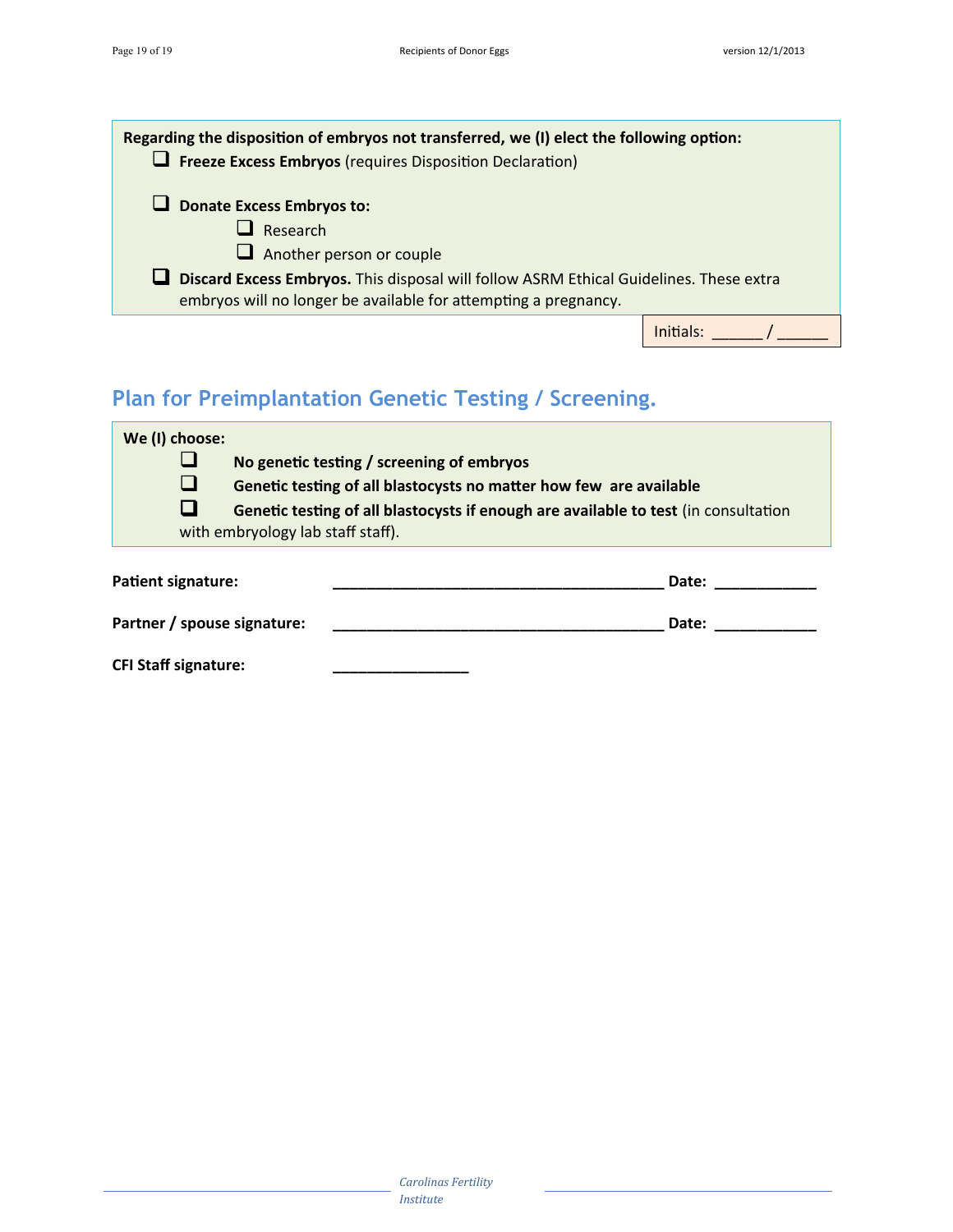**Regarding the disposition of embryos not transferred, we (I) elect the following option:**

- ☐ **Freeze Excess Embryos** (requires Disposition Declaration)
- ☐ **Donate Excess Embryos to:**
  - ☐ Research
  - ☐ Another person or couple
- ☐ **Discard Excess Embryos.** This disposal will follow ASRM Ethical Guidelines. These extra embryos will no longer be available for attempting a pregnancy.

Initials: ______ / ______

## Plan for Preimplantation Genetic Testing / Screening.

**We (I) choose:**

- ☐ **No genetic testing / screening of embryos**
- ☐ **Genetic testing of all blastocysts no matter how few are available**
- ☐ **Genetic testing of all blastocysts if enough are available to test** (in consultation with embryology lab staff staff).

**Patient signature:** ________________________________________ **Date:** ____________

**Partner / spouse signature:** ________________________________________ **Date:** ____________

**CFI Staff signature:** ________________

*Carolinas Fertility Institute*